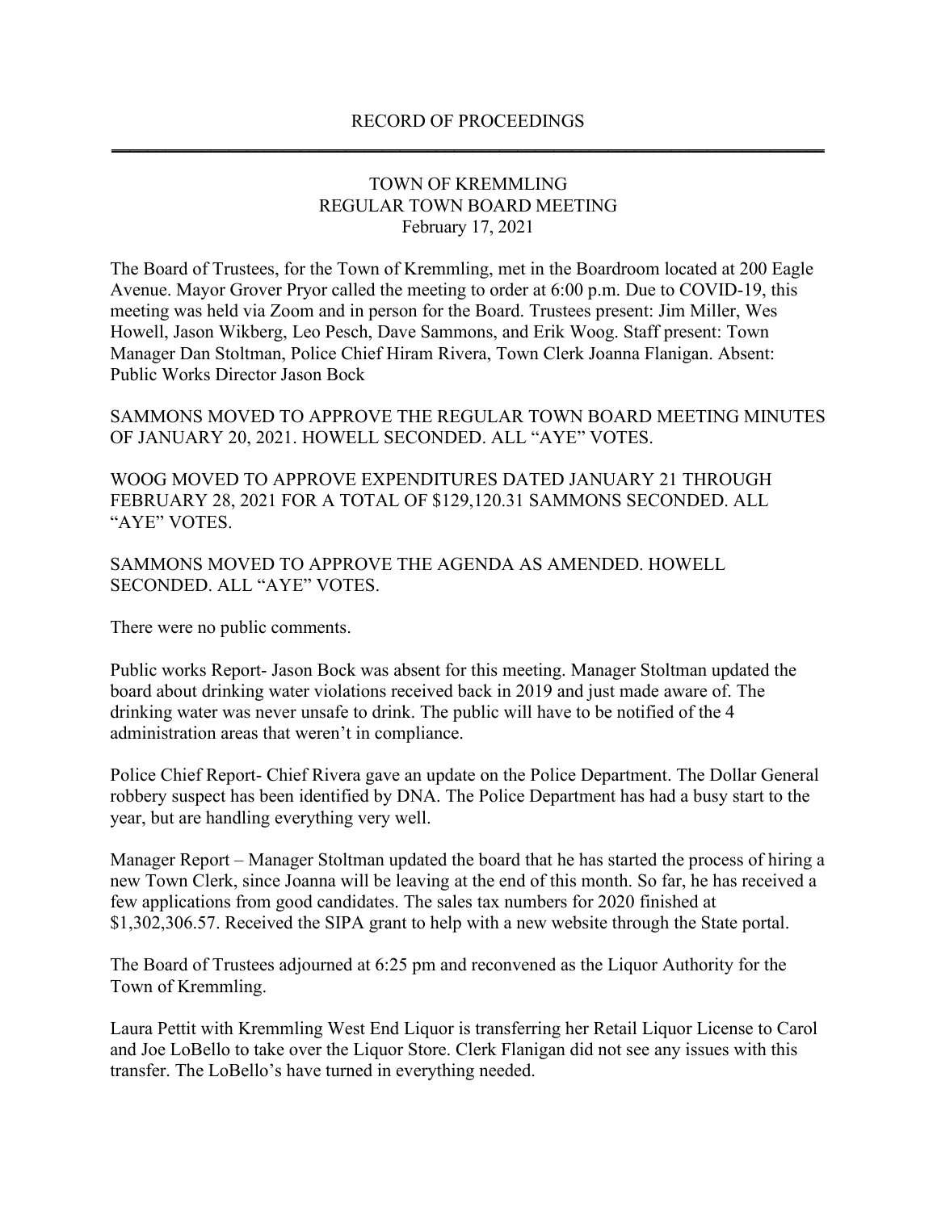# RECORD OF PROCEEDINGS

## TOWN OF KREMMLING
## REGULAR TOWN BOARD MEETING
## February 17, 2021

The Board of Trustees, for the Town of Kremmling, met in the Boardroom located at 200 Eagle Avenue. Mayor Grover Pryor called the meeting to order at 6:00 p.m. Due to COVID-19, this meeting was held via Zoom and in person for the Board. Trustees present: Jim Miller, Wes Howell, Jason Wikberg, Leo Pesch, Dave Sammons, and Erik Woog. Staff present: Town Manager Dan Stoltman, Police Chief Hiram Rivera, Town Clerk Joanna Flanigan. Absent: Public Works Director Jason Bock

SAMMONS MOVED TO APPROVE THE REGULAR TOWN BOARD MEETING MINUTES OF JANUARY 20, 2021. HOWELL SECONDED. ALL "AYE" VOTES.

WOOG MOVED TO APPROVE EXPENDITURES DATED JANUARY 21 THROUGH FEBRUARY 28, 2021 FOR A TOTAL OF $129,120.31 SAMMONS SECONDED. ALL "AYE" VOTES.

SAMMONS MOVED TO APPROVE THE AGENDA AS AMENDED. HOWELL SECONDED. ALL "AYE" VOTES.

There were no public comments.

Public works Report- Jason Bock was absent for this meeting. Manager Stoltman updated the board about drinking water violations received back in 2019 and just made aware of. The drinking water was never unsafe to drink. The public will have to be notified of the 4 administration areas that weren't in compliance.

Police Chief Report- Chief Rivera gave an update on the Police Department. The Dollar General robbery suspect has been identified by DNA. The Police Department has had a busy start to the year, but are handling everything very well.

Manager Report – Manager Stoltman updated the board that he has started the process of hiring a new Town Clerk, since Joanna will be leaving at the end of this month. So far, he has received a few applications from good candidates. The sales tax numbers for 2020 finished at $1,302,306.57. Received the SIPA grant to help with a new website through the State portal.

The Board of Trustees adjourned at 6:25 pm and reconvened as the Liquor Authority for the Town of Kremmling.

Laura Pettit with Kremmling West End Liquor is transferring her Retail Liquor License to Carol and Joe LoBello to take over the Liquor Store. Clerk Flanigan did not see any issues with this transfer. The LoBello's have turned in everything needed.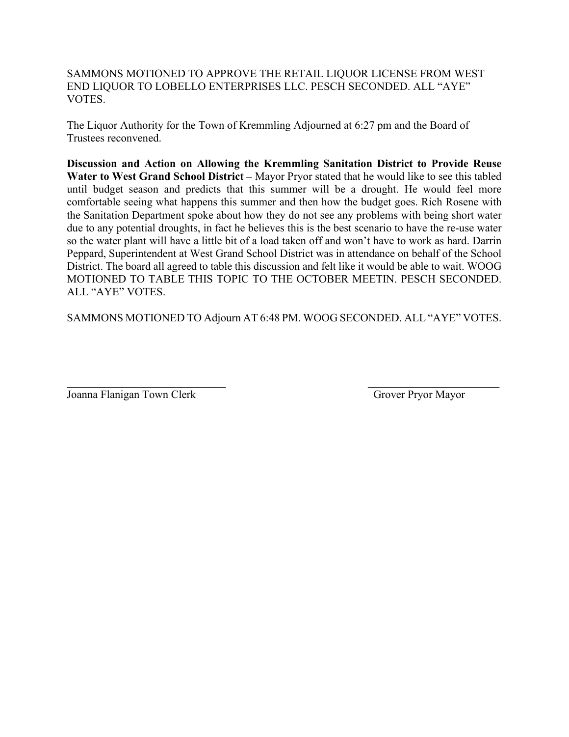SAMMONS MOTIONED TO APPROVE THE RETAIL LIQUOR LICENSE FROM WEST END LIQUOR TO LOBELLO ENTERPRISES LLC. PESCH SECONDED. ALL "AYE" VOTES.

The Liquor Authority for the Town of Kremmling Adjourned at 6:27 pm and the Board of Trustees reconvened.

**Discussion and Action on Allowing the Kremmling Sanitation District to Provide Reuse Water to West Grand School District –** Mayor Pryor stated that he would like to see this tabled until budget season and predicts that this summer will be a drought. He would feel more comfortable seeing what happens this summer and then how the budget goes. Rich Rosene with the Sanitation Department spoke about how they do not see any problems with being short water due to any potential droughts, in fact he believes this is the best scenario to have the re-use water so the water plant will have a little bit of a load taken off and won't have to work as hard. Darrin Peppard, Superintendent at West Grand School District was in attendance on behalf of the School District. The board all agreed to table this discussion and felt like it would be able to wait. WOOG MOTIONED TO TABLE THIS TOPIC TO THE OCTOBER MEETIN. PESCH SECONDED. ALL "AYE" VOTES.

SAMMONS MOTIONED TO Adjourn AT 6:48 PM. WOOG SECONDED. ALL "AYE" VOTES.

\_\_\_\_\_\_\_\_\_\_\_\_\_\_\_\_\_\_\_\_\_\_\_\_\_\_\_\_\_\_
Joanna Flanigan Town Clerk

\_\_\_\_\_\_\_\_\_\_\_\_\_\_\_\_\_\_\_\_\_\_\_\_\_\_\_\_\_\_
Grover Pryor Mayor